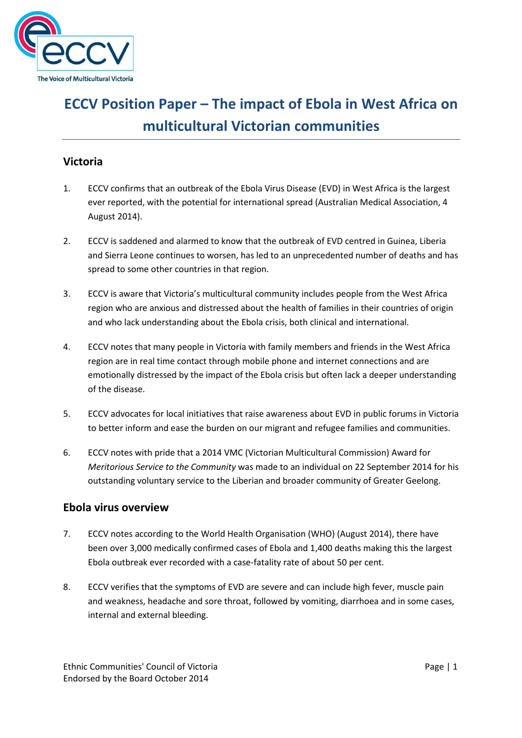# ECCV Position Paper – The impact of Ebola in West Africa on multicultural Victorian communities

## Victoria

1. ECCV confirms that an outbreak of the Ebola Virus Disease (EVD) in West Africa is the largest ever reported, with the potential for international spread (Australian Medical Association, 4 August 2014).

2. ECCV is saddened and alarmed to know that the outbreak of EVD centred in Guinea, Liberia and Sierra Leone continues to worsen, has led to an unprecedented number of deaths and has spread to some other countries in that region.

3. ECCV is aware that Victoria's multicultural community includes people from the West Africa region who are anxious and distressed about the health of families in their countries of origin and who lack understanding about the Ebola crisis, both clinical and international.

4. ECCV notes that many people in Victoria with family members and friends in the West Africa region are in real time contact through mobile phone and internet connections and are emotionally distressed by the impact of the Ebola crisis but often lack a deeper understanding of the disease.

5. ECCV advocates for local initiatives that raise awareness about EVD in public forums in Victoria to better inform and ease the burden on our migrant and refugee families and communities.

6. ECCV notes with pride that a 2014 VMC (Victorian Multicultural Commission) Award for *Meritorious Service to the Community* was made to an individual on 22 September 2014 for his outstanding voluntary service to the Liberian and broader community of Greater Geelong.

## Ebola virus overview

7. ECCV notes according to the World Health Organisation (WHO) (August 2014), there have been over 3,000 medically confirmed cases of Ebola and 1,400 deaths making this the largest Ebola outbreak ever recorded with a case-fatality rate of about 50 per cent.

8. ECCV verifies that the symptoms of EVD are severe and can include high fever, muscle pain and weakness, headache and sore throat, followed by vomiting, diarrhoea and in some cases, internal and external bleeding.

Ethnic Communities' Council of Victoria
Endorsed by the Board October 2014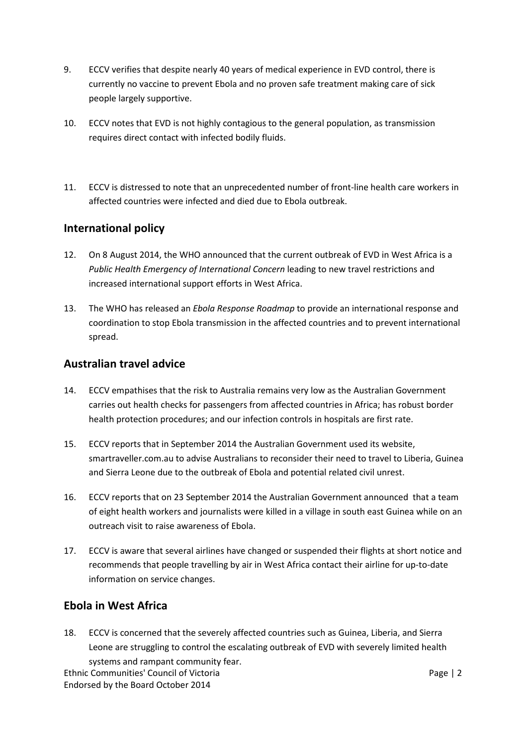9. ECCV verifies that despite nearly 40 years of medical experience in EVD control, there is currently no vaccine to prevent Ebola and no proven safe treatment making care of sick people largely supportive.

10. ECCV notes that EVD is not highly contagious to the general population, as transmission requires direct contact with infected bodily fluids.

11. ECCV is distressed to note that an unprecedented number of front-line health care workers in affected countries were infected and died due to Ebola outbreak.

## International policy

12. On 8 August 2014, the WHO announced that the current outbreak of EVD in West Africa is a *Public Health Emergency of International Concern* leading to new travel restrictions and increased international support efforts in West Africa.

13. The WHO has released an *Ebola Response Roadmap* to provide an international response and coordination to stop Ebola transmission in the affected countries and to prevent international spread.

## Australian travel advice

14. ECCV empathises that the risk to Australia remains very low as the Australian Government carries out health checks for passengers from affected countries in Africa; has robust border health protection procedures; and our infection controls in hospitals are first rate.

15. ECCV reports that in September 2014 the Australian Government used its website, smartraveller.com.au to advise Australians to reconsider their need to travel to Liberia, Guinea and Sierra Leone due to the outbreak of Ebola and potential related civil unrest.

16. ECCV reports that on 23 September 2014 the Australian Government announced that a team of eight health workers and journalists were killed in a village in south east Guinea while on an outreach visit to raise awareness of Ebola.

17. ECCV is aware that several airlines have changed or suspended their flights at short notice and recommends that people travelling by air in West Africa contact their airline for up-to-date information on service changes.

## Ebola in West Africa

18. ECCV is concerned that the severely affected countries such as Guinea, Liberia, and Sierra Leone are struggling to control the escalating outbreak of EVD with severely limited health systems and rampant community fear.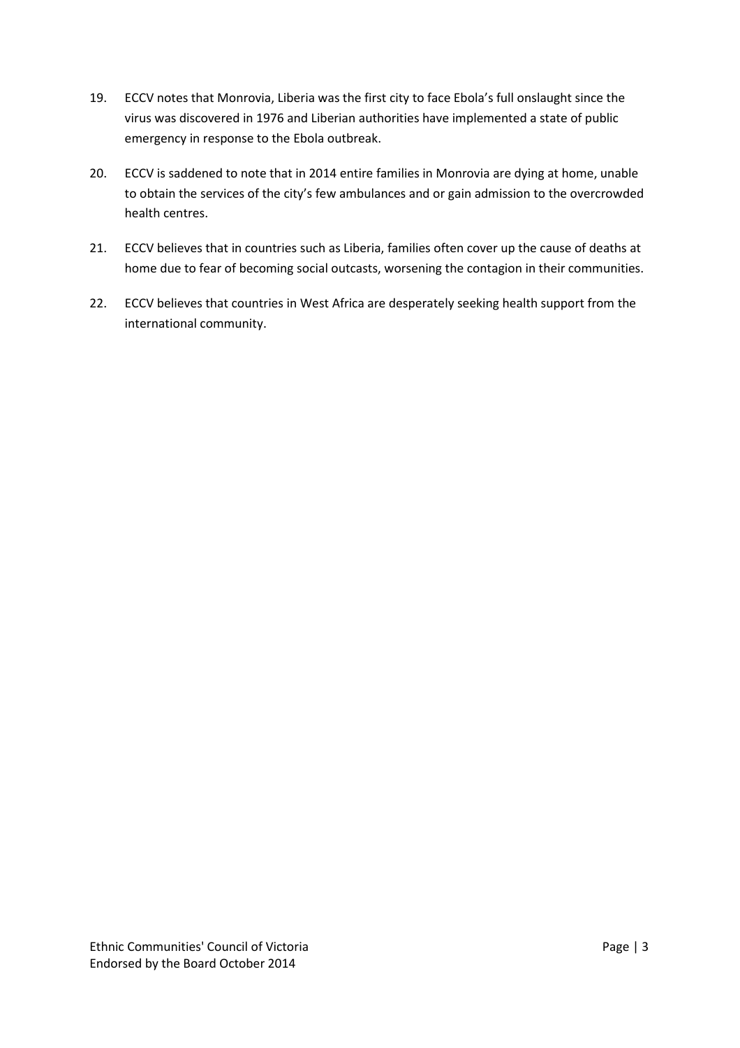19. ECCV notes that Monrovia, Liberia was the first city to face Ebola's full onslaught since the virus was discovered in 1976 and Liberian authorities have implemented a state of public emergency in response to the Ebola outbreak.

20. ECCV is saddened to note that in 2014 entire families in Monrovia are dying at home, unable to obtain the services of the city's few ambulances and or gain admission to the overcrowded health centres.

21. ECCV believes that in countries such as Liberia, families often cover up the cause of deaths at home due to fear of becoming social outcasts, worsening the contagion in their communities.

22. ECCV believes that countries in West Africa are desperately seeking health support from the international community.